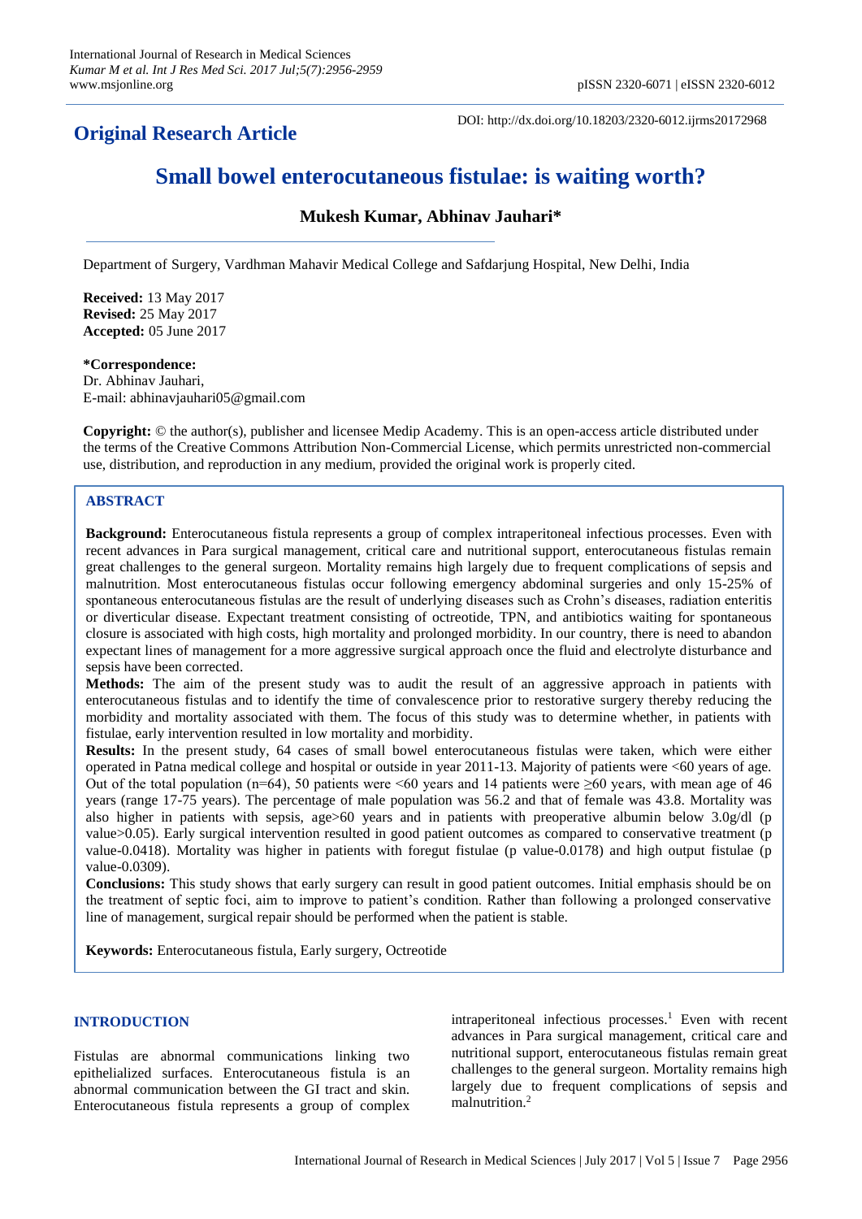International Journal of Research in Medical Sciences
*Kumar M et al. Int J Res Med Sci. 2017 Jul;5(7):2956-2959*
www.msjonline.org

pISSN 2320-6071 | eISSN 2320-6012

DOI: http://dx.doi.org/10.18203/2320-6012.ijrms20172968

**Original Research Article**

# Small bowel enterocutaneous fistulae: is waiting worth?

**Mukesh Kumar, Abhinav Jauhari***

Department of Surgery, Vardhman Mahavir Medical College and Safdarjung Hospital, New Delhi, India

**Received:** 13 May 2017
**Revised:** 25 May 2017
**Accepted:** 05 June 2017

***Correspondence:**
Dr. Abhinav Jauhari,
E-mail: abhinavjauhari05@gmail.com

**Copyright:** © the author(s), publisher and licensee Medip Academy. This is an open-access article distributed under the terms of the Creative Commons Attribution Non-Commercial License, which permits unrestricted non-commercial use, distribution, and reproduction in any medium, provided the original work is properly cited.

## ABSTRACT

**Background:** Enterocutaneous fistula represents a group of complex intraperitoneal infectious processes. Even with recent advances in Para surgical management, critical care and nutritional support, enterocutaneous fistulas remain great challenges to the general surgeon. Mortality remains high largely due to frequent complications of sepsis and malnutrition. Most enterocutaneous fistulas occur following emergency abdominal surgeries and only 15-25% of spontaneous enterocutaneous fistulas are the result of underlying diseases such as Crohn's diseases, radiation enteritis or diverticular disease. Expectant treatment consisting of octreotide, TPN, and antibiotics waiting for spontaneous closure is associated with high costs, high mortality and prolonged morbidity. In our country, there is need to abandon expectant lines of management for a more aggressive surgical approach once the fluid and electrolyte disturbance and sepsis have been corrected.

**Methods:** The aim of the present study was to audit the result of an aggressive approach in patients with enterocutaneous fistulas and to identify the time of convalescence prior to restorative surgery thereby reducing the morbidity and mortality associated with them. The focus of this study was to determine whether, in patients with fistulae, early intervention resulted in low mortality and morbidity.

**Results:** In the present study, 64 cases of small bowel enterocutaneous fistulas were taken, which were either operated in Patna medical college and hospital or outside in year 2011-13. Majority of patients were <60 years of age. Out of the total population (n=64), 50 patients were <60 years and 14 patients were ≥60 years, with mean age of 46 years (range 17-75 years). The percentage of male population was 56.2 and that of female was 43.8. Mortality was also higher in patients with sepsis, age>60 years and in patients with preoperative albumin below 3.0g/dl (p value>0.05). Early surgical intervention resulted in good patient outcomes as compared to conservative treatment (p value-0.0418). Mortality was higher in patients with foregut fistulae (p value-0.0178) and high output fistulae (p value-0.0309).

**Conclusions:** This study shows that early surgery can result in good patient outcomes. Initial emphasis should be on the treatment of septic foci, aim to improve to patient's condition. Rather than following a prolonged conservative line of management, surgical repair should be performed when the patient is stable.

**Keywords:** Enterocutaneous fistula, Early surgery, Octreotide

## INTRODUCTION

Fistulas are abnormal communications linking two epithelialized surfaces. Enterocutaneous fistula is an abnormal communication between the GI tract and skin. Enterocutaneous fistula represents a group of complex intraperitoneal infectious processes.[1] Even with recent advances in Para surgical management, critical care and nutritional support, enterocutaneous fistulas remain great challenges to the general surgeon. Mortality remains high largely due to frequent complications of sepsis and malnutrition.[2]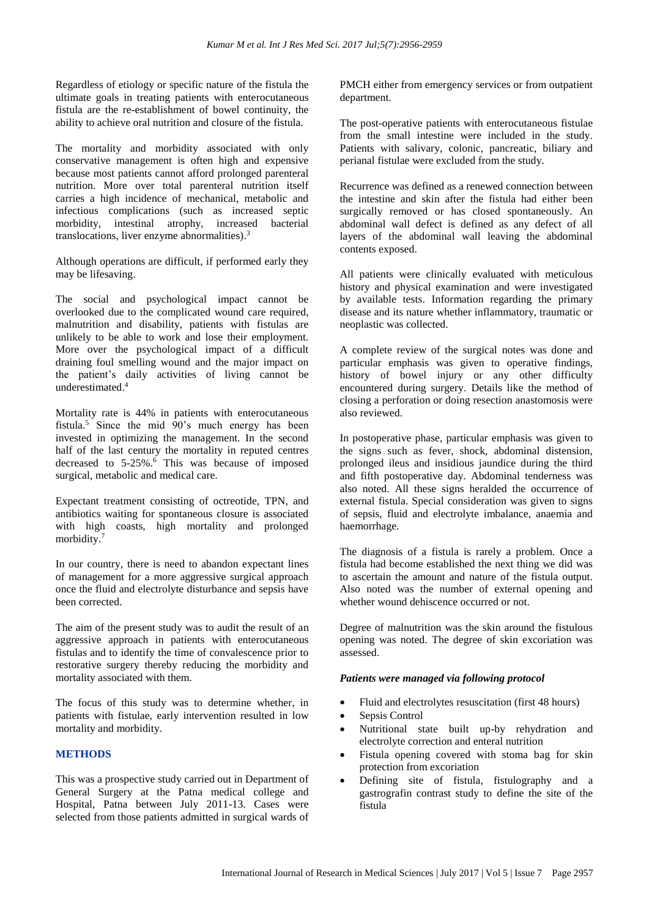Regardless of etiology or specific nature of the fistula the ultimate goals in treating patients with enterocutaneous fistula are the re-establishment of bowel continuity, the ability to achieve oral nutrition and closure of the fistula.

The mortality and morbidity associated with only conservative management is often high and expensive because most patients cannot afford prolonged parenteral nutrition. More over total parenteral nutrition itself carries a high incidence of mechanical, metabolic and infectious complications (such as increased septic morbidity, intestinal atrophy, increased bacterial translocations, liver enzyme abnormalities).[3]

Although operations are difficult, if performed early they may be lifesaving.

The social and psychological impact cannot be overlooked due to the complicated wound care required, malnutrition and disability, patients with fistulas are unlikely to be able to work and lose their employment. More over the psychological impact of a difficult draining foul smelling wound and the major impact on the patient's daily activities of living cannot be underestimated.[4]

Mortality rate is 44% in patients with enterocutaneous fistula.[5] Since the mid 90's much energy has been invested in optimizing the management. In the second half of the last century the mortality in reputed centres decreased to 5-25%.[6] This was because of imposed surgical, metabolic and medical care.

Expectant treatment consisting of octreotide, TPN, and antibiotics waiting for spontaneous closure is associated with high coasts, high mortality and prolonged morbidity.[7]

In our country, there is need to abandon expectant lines of management for a more aggressive surgical approach once the fluid and electrolyte disturbance and sepsis have been corrected.

The aim of the present study was to audit the result of an aggressive approach in patients with enterocutaneous fistulas and to identify the time of convalescence prior to restorative surgery thereby reducing the morbidity and mortality associated with them.

The focus of this study was to determine whether, in patients with fistulae, early intervention resulted in low mortality and morbidity.

## METHODS

This was a prospective study carried out in Department of General Surgery at the Patna medical college and Hospital, Patna between July 2011-13. Cases were selected from those patients admitted in surgical wards of PMCH either from emergency services or from outpatient department.

The post-operative patients with enterocutaneous fistulae from the small intestine were included in the study. Patients with salivary, colonic, pancreatic, biliary and perianal fistulae were excluded from the study.

Recurrence was defined as a renewed connection between the intestine and skin after the fistula had either been surgically removed or has closed spontaneously. An abdominal wall defect is defined as any defect of all layers of the abdominal wall leaving the abdominal contents exposed.

All patients were clinically evaluated with meticulous history and physical examination and were investigated by available tests. Information regarding the primary disease and its nature whether inflammatory, traumatic or neoplastic was collected.

A complete review of the surgical notes was done and particular emphasis was given to operative findings, history of bowel injury or any other difficulty encountered during surgery. Details like the method of closing a perforation or doing resection anastomosis were also reviewed.

In postoperative phase, particular emphasis was given to the signs such as fever, shock, abdominal distension, prolonged ileus and insidious jaundice during the third and fifth postoperative day. Abdominal tenderness was also noted. All these signs heralded the occurrence of external fistula. Special consideration was given to signs of sepsis, fluid and electrolyte imbalance, anaemia and haemorrhage.

The diagnosis of a fistula is rarely a problem. Once a fistula had become established the next thing we did was to ascertain the amount and nature of the fistula output. Also noted was the number of external opening and whether wound dehiscence occurred or not.

Degree of malnutrition was the skin around the fistulous opening was noted. The degree of skin excoriation was assessed.

***Patients were managed via following protocol***

- Fluid and electrolytes resuscitation (first 48 hours)
- Sepsis Control
- Nutritional state built up-by rehydration and electrolyte correction and enteral nutrition
- Fistula opening covered with stoma bag for skin protection from excoriation
- Defining site of fistula, fistulography and a gastrografin contrast study to define the site of the fistula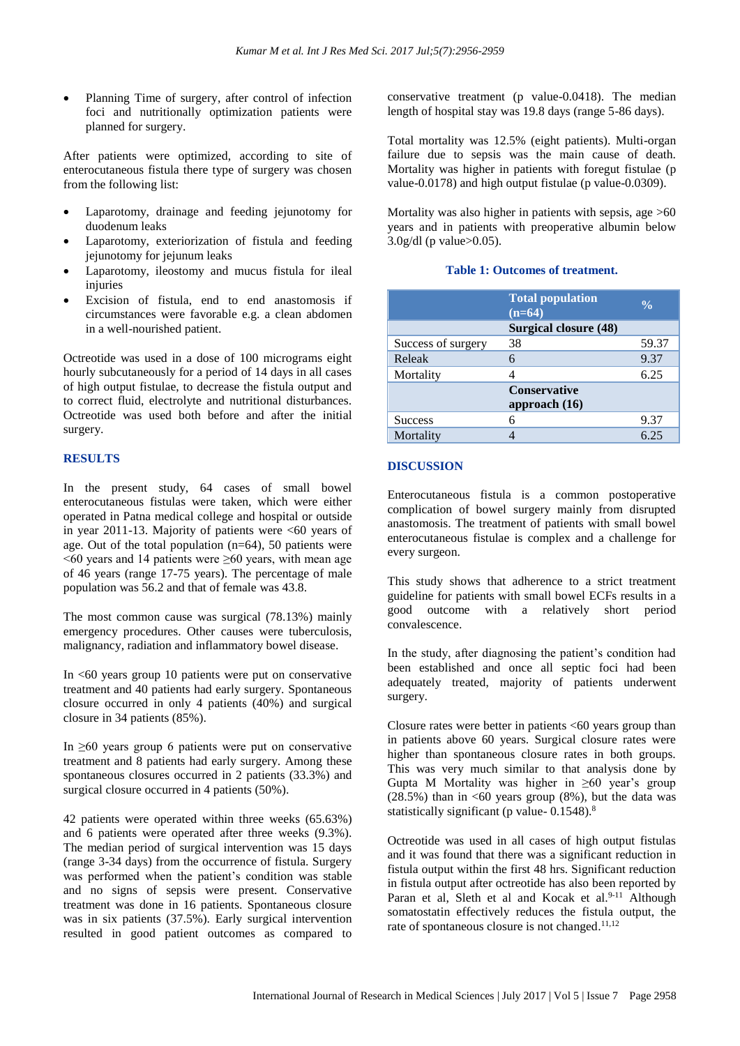- Planning Time of surgery, after control of infection foci and nutritionally optimization patients were planned for surgery.

After patients were optimized, according to site of enterocutaneous fistula there type of surgery was chosen from the following list:

- Laparotomy, drainage and feeding jejunotomy for duodenum leaks
- Laparotomy, exteriorization of fistula and feeding jejunotomy for jejunum leaks
- Laparotomy, ileostomy and mucus fistula for ileal injuries
- Excision of fistula, end to end anastomosis if circumstances were favorable e.g. a clean abdomen in a well-nourished patient.

Octreotide was used in a dose of 100 micrograms eight hourly subcutaneously for a period of 14 days in all cases of high output fistulae, to decrease the fistula output and to correct fluid, electrolyte and nutritional disturbances. Octreotide was used both before and after the initial surgery.

## RESULTS

In the present study, 64 cases of small bowel enterocutaneous fistulas were taken, which were either operated in Patna medical college and hospital or outside in year 2011-13. Majority of patients were <60 years of age. Out of the total population (n=64), 50 patients were <60 years and 14 patients were ≥60 years, with mean age of 46 years (range 17-75 years). The percentage of male population was 56.2 and that of female was 43.8.

The most common cause was surgical (78.13%) mainly emergency procedures. Other causes were tuberculosis, malignancy, radiation and inflammatory bowel disease.

In <60 years group 10 patients were put on conservative treatment and 40 patients had early surgery. Spontaneous closure occurred in only 4 patients (40%) and surgical closure in 34 patients (85%).

In ≥60 years group 6 patients were put on conservative treatment and 8 patients had early surgery. Among these spontaneous closures occurred in 2 patients (33.3%) and surgical closure occurred in 4 patients (50%).

42 patients were operated within three weeks (65.63%) and 6 patients were operated after three weeks (9.3%). The median period of surgical intervention was 15 days (range 3-34 days) from the occurrence of fistula. Surgery was performed when the patient's condition was stable and no signs of sepsis were present. Conservative treatment was done in 16 patients. Spontaneous closure was in six patients (37.5%). Early surgical intervention resulted in good patient outcomes as compared to conservative treatment (p value-0.0418). The median length of hospital stay was 19.8 days (range 5-86 days).

Total mortality was 12.5% (eight patients). Multi-organ failure due to sepsis was the main cause of death. Mortality was higher in patients with foregut fistulae (p value-0.0178) and high output fistulae (p value-0.0309).

Mortality was also higher in patients with sepsis, age >60 years and in patients with preoperative albumin below 3.0g/dl (p value>0.05).

**Table 1: Outcomes of treatment.**

| | Total population (n=64) | % |
|---|---|---|
| | **Surgical closure (48)** | |
| Success of surgery | 38 | 59.37 |
| Releak | 6 | 9.37 |
| Mortality | 4 | 6.25 |
| | **Conservative approach (16)** | |
| Success | 6 | 9.37 |
| Mortality | 4 | 6.25 |

## DISCUSSION

Enterocutaneous fistula is a common postoperative complication of bowel surgery mainly from disrupted anastomosis. The treatment of patients with small bowel enterocutaneous fistulae is complex and a challenge for every surgeon.

This study shows that adherence to a strict treatment guideline for patients with small bowel ECFs results in a good outcome with a relatively short period convalescence.

In the study, after diagnosing the patient's condition had been established and once all septic foci had been adequately treated, majority of patients underwent surgery.

Closure rates were better in patients <60 years group than in patients above 60 years. Surgical closure rates were higher than spontaneous closure rates in both groups. This was very much similar to that analysis done by Gupta M Mortality was higher in ≥60 year's group (28.5%) than in <60 years group (8%), but the data was statistically significant (p value- 0.1548).[8]

Octreotide was used in all cases of high output fistulas and it was found that there was a significant reduction in fistula output within the first 48 hrs. Significant reduction in fistula output after octreotide has also been reported by Paran et al, Sleth et al and Kocak et al.[9-11] Although somatostatin effectively reduces the fistula output, the rate of spontaneous closure is not changed.[11,12]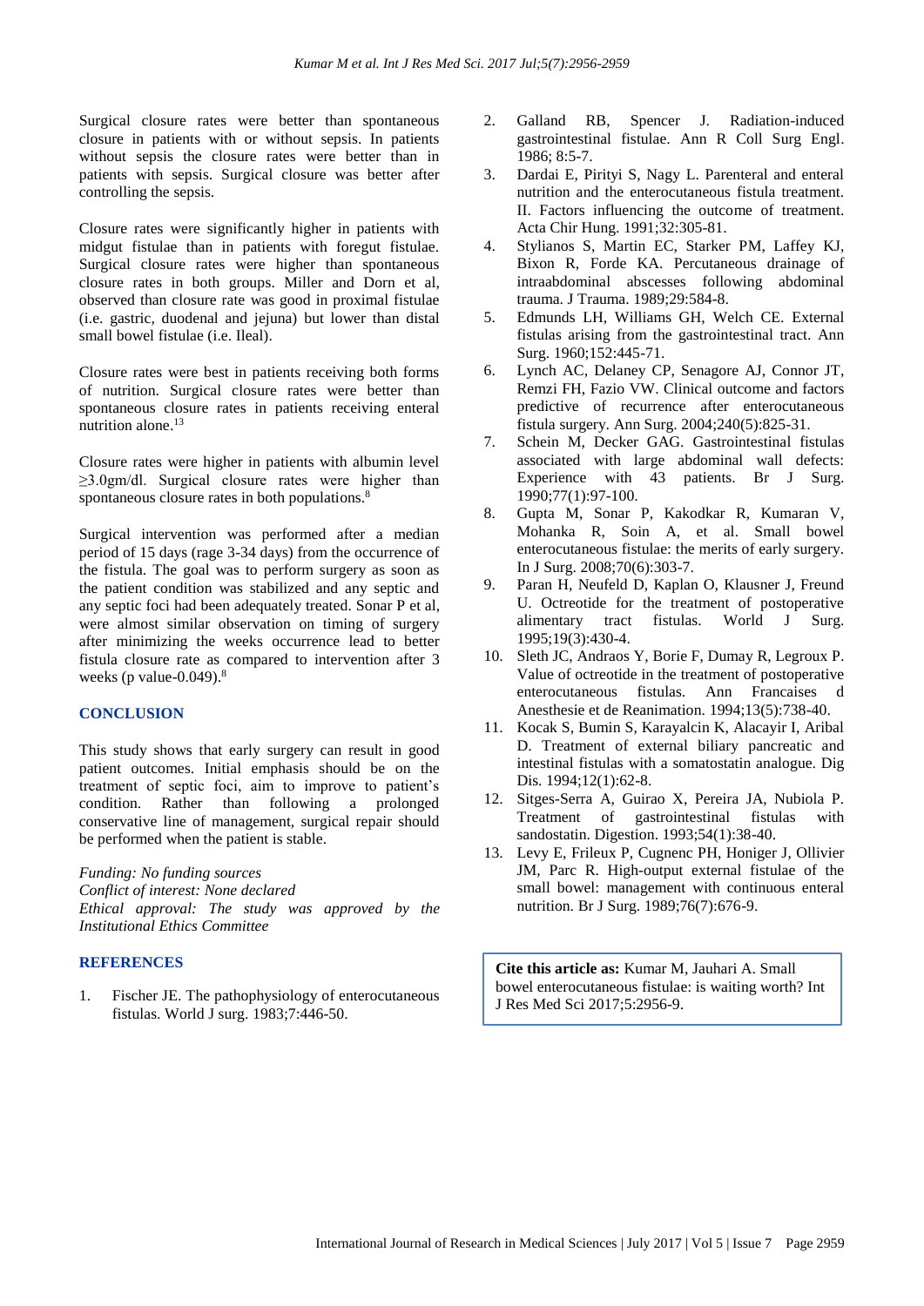Surgical closure rates were better than spontaneous closure in patients with or without sepsis. In patients without sepsis the closure rates were better than in patients with sepsis. Surgical closure was better after controlling the sepsis.

Closure rates were significantly higher in patients with midgut fistulae than in patients with foregut fistulae. Surgical closure rates were higher than spontaneous closure rates in both groups. Miller and Dorn et al, observed than closure rate was good in proximal fistulae (i.e. gastric, duodenal and jejuna) but lower than distal small bowel fistulae (i.e. Ileal).

Closure rates were best in patients receiving both forms of nutrition. Surgical closure rates were better than spontaneous closure rates in patients receiving enteral nutrition alone.[13]

Closure rates were higher in patients with albumin level ≥3.0gm/dl. Surgical closure rates were higher than spontaneous closure rates in both populations.[8]

Surgical intervention was performed after a median period of 15 days (rage 3-34 days) from the occurrence of the fistula. The goal was to perform surgery as soon as the patient condition was stabilized and any septic and any septic foci had been adequately treated. Sonar P et al, were almost similar observation on timing of surgery after minimizing the weeks occurrence lead to better fistula closure rate as compared to intervention after 3 weeks (p value-0.049).[8]

## CONCLUSION

This study shows that early surgery can result in good patient outcomes. Initial emphasis should be on the treatment of septic foci, aim to improve to patient's condition. Rather than following a prolonged conservative line of management, surgical repair should be performed when the patient is stable.

*Funding: No funding sources*
*Conflict of interest: None declared*
*Ethical approval: The study was approved by the Institutional Ethics Committee*

## REFERENCES

1. Fischer JE. The pathophysiology of enterocutaneous fistulas. World J surg. 1983;7:446-50.
2. Galland RB, Spencer J. Radiation-induced gastrointestinal fistulae. Ann R Coll Surg Engl. 1986; 8:5-7.
3. Dardai E, Pirityi S, Nagy L. Parenteral and enteral nutrition and the enterocutaneous fistula treatment. II. Factors influencing the outcome of treatment. Acta Chir Hung. 1991;32:305-81.
4. Stylianos S, Martin EC, Starker PM, Laffey KJ, Bixon R, Forde KA. Percutaneous drainage of intraabdominal abscesses following abdominal trauma. J Trauma. 1989;29:584-8.
5. Edmunds LH, Williams GH, Welch CE. External fistulas arising from the gastrointestinal tract. Ann Surg. 1960;152:445-71.
6. Lynch AC, Delaney CP, Senagore AJ, Connor JT, Remzi FH, Fazio VW. Clinical outcome and factors predictive of recurrence after enterocutaneous fistula surgery. Ann Surg. 2004;240(5):825-31.
7. Schein M, Decker GAG. Gastrointestinal fistulas associated with large abdominal wall defects: Experience with 43 patients. Br J Surg. 1990;77(1):97-100.
8. Gupta M, Sonar P, Kakodkar R, Kumaran V, Mohanka R, Soin A, et al. Small bowel enterocutaneous fistulae: the merits of early surgery. In J Surg. 2008;70(6):303-7.
9. Paran H, Neufeld D, Kaplan O, Klausner J, Freund U. Octreotide for the treatment of postoperative alimentary tract fistulas. World J Surg. 1995;19(3):430-4.
10. Sleth JC, Andraos Y, Borie F, Dumay R, Legroux P. Value of octreotide in the treatment of postoperative enterocutaneous fistulas. Ann Francaises d Anesthesie et de Reanimation. 1994;13(5):738-40.
11. Kocak S, Bumin S, Karayalcin K, Alacayir I, Aribal D. Treatment of external biliary pancreatic and intestinal fistulas with a somatostatin analogue. Dig Dis. 1994;12(1):62-8.
12. Sitges-Serra A, Guirao X, Pereira JA, Nubiola P. Treatment of gastrointestinal fistulas with sandostatin. Digestion. 1993;54(1):38-40.
13. Levy E, Frileux P, Cugnenc PH, Honiger J, Ollivier JM, Parc R. High-output external fistulae of the small bowel: management with continuous enteral nutrition. Br J Surg. 1989;76(7):676-9.

**Cite this article as:** Kumar M, Jauhari A. Small bowel enterocutaneous fistulae: is waiting worth? Int J Res Med Sci 2017;5:2956-9.